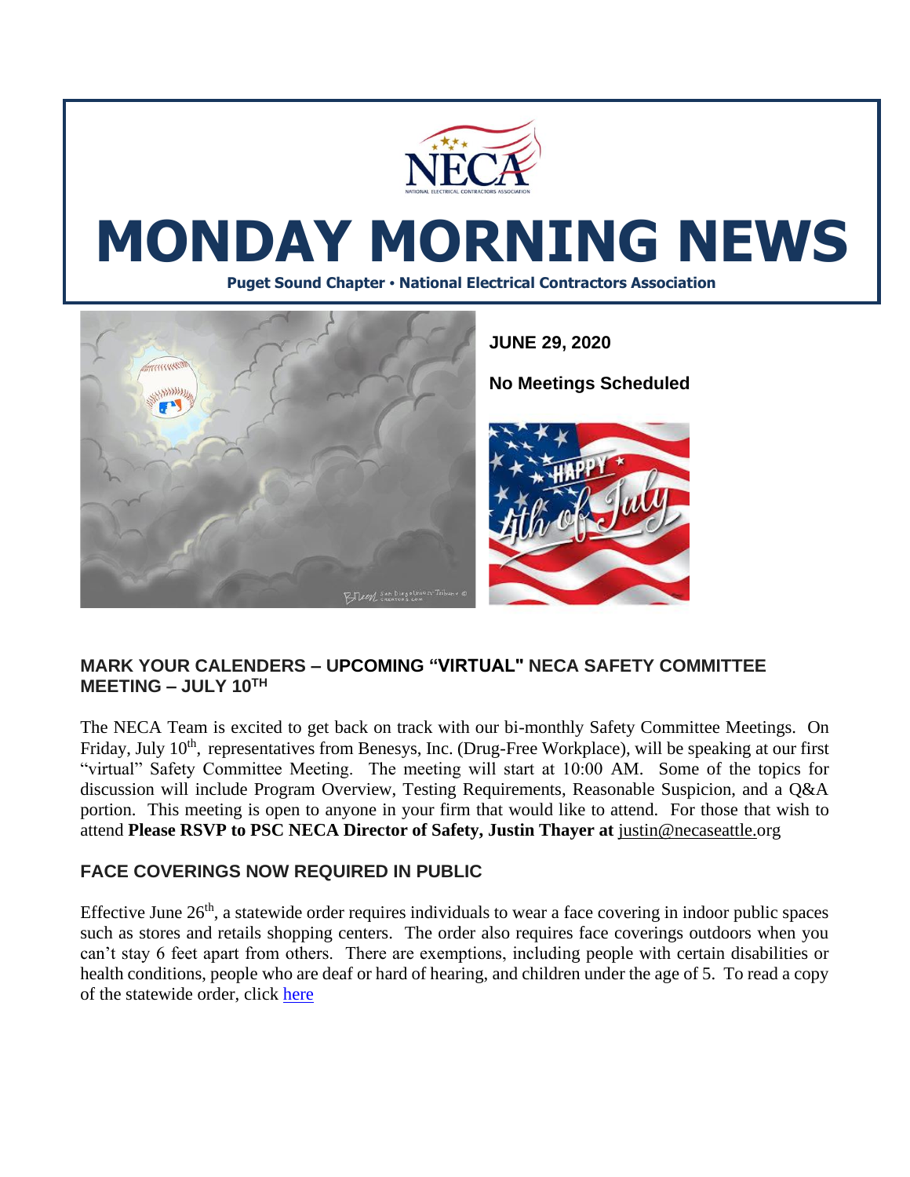# MONDAY MORNING NEWS

**Puget Sound Chapter • National Electrical Contractors Association**

**JUNE 29, 2020**

**No Meetings Scheduled**

## MARK YOUR CALENDERS – UPCOMING "VIRTUAL" NECA SAFETY COMMITTEE MEETING – JULY 10TH

The NECA Team is excited to get back on track with our bi-monthly Safety Committee Meetings. On Friday, July 10th, representatives from Benesys, Inc. (Drug-Free Workplace), will be speaking at our first "virtual" Safety Committee Meeting. The meeting will start at 10:00 AM. Some of the topics for discussion will include Program Overview, Testing Requirements, Reasonable Suspicion, and a Q&A portion. This meeting is open to anyone in your firm that would like to attend. For those that wish to attend **Please RSVP to PSC NECA Director of Safety, Justin Thayer at** justin@necaseattle.org

## FACE COVERINGS NOW REQUIRED IN PUBLIC

Effective June 26th, a statewide order requires individuals to wear a face covering in indoor public spaces such as stores and retails shopping centers. The order also requires face coverings outdoors when you can't stay 6 feet apart from others. There are exemptions, including people with certain disabilities or health conditions, people who are deaf or hard of hearing, and children under the age of 5. To read a copy of the statewide order, click here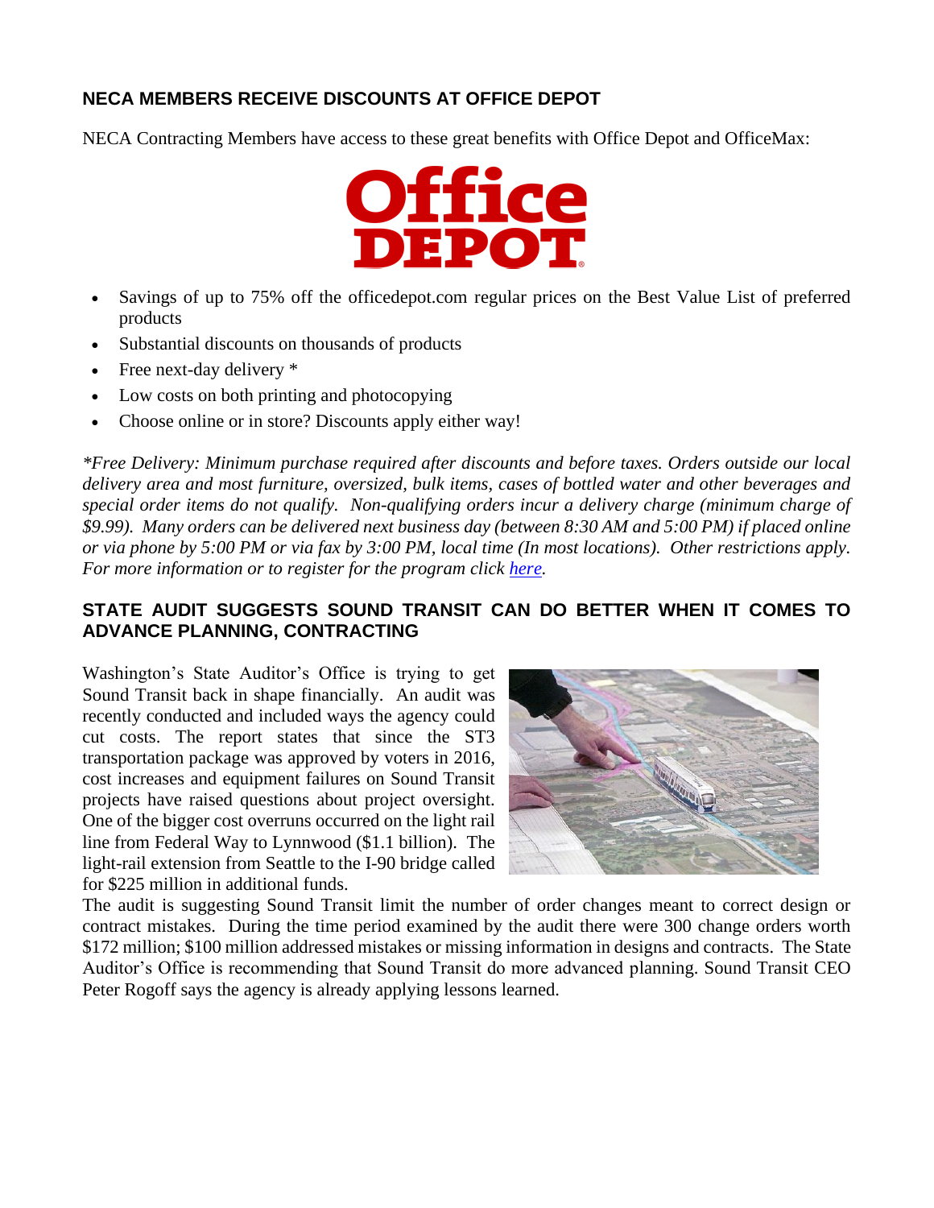## NECA MEMBERS RECEIVE DISCOUNTS AT OFFICE DEPOT

NECA Contracting Members have access to these great benefits with Office Depot and OfficeMax:

- Savings of up to 75% off the officedepot.com regular prices on the Best Value List of preferred products
- Substantial discounts on thousands of products
- Free next-day delivery *
- Low costs on both printing and photocopying
- Choose online or in store? Discounts apply either way!

*\*Free Delivery: Minimum purchase required after discounts and before taxes. Orders outside our local delivery area and most furniture, oversized, bulk items, cases of bottled water and other beverages and special order items do not qualify. Non-qualifying orders incur a delivery charge (minimum charge of $9.99). Many orders can be delivered next business day (between 8:30 AM and 5:00 PM) if placed online or via phone by 5:00 PM or via fax by 3:00 PM, local time (In most locations). Other restrictions apply. For more information or to register for the program click here.*

## STATE AUDIT SUGGESTS SOUND TRANSIT CAN DO BETTER WHEN IT COMES TO ADVANCE PLANNING, CONTRACTING

Washington's State Auditor's Office is trying to get Sound Transit back in shape financially. An audit was recently conducted and included ways the agency could cut costs. The report states that since the ST3 transportation package was approved by voters in 2016, cost increases and equipment failures on Sound Transit projects have raised questions about project oversight. One of the bigger cost overruns occurred on the light rail line from Federal Way to Lynnwood ($1.1 billion). The light-rail extension from Seattle to the I-90 bridge called for $225 million in additional funds.

The audit is suggesting Sound Transit limit the number of order changes meant to correct design or contract mistakes. During the time period examined by the audit there were 300 change orders worth $172 million; $100 million addressed mistakes or missing information in designs and contracts. The State Auditor's Office is recommending that Sound Transit do more advanced planning. Sound Transit CEO Peter Rogoff says the agency is already applying lessons learned.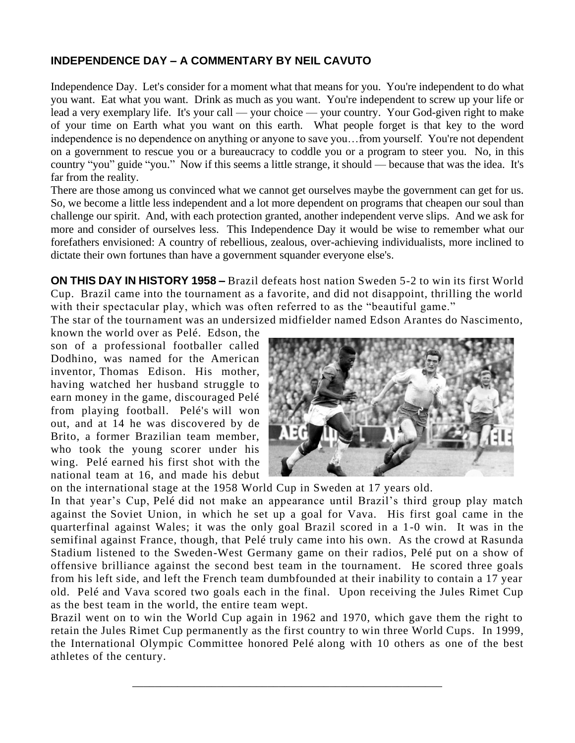### INDEPENDENCE DAY – A COMMENTARY BY NEIL CAVUTO

Independence Day. Let's consider for a moment what that means for you. You're independent to do what you want. Eat what you want. Drink as much as you want. You're independent to screw up your life or lead a very exemplary life. It's your call — your choice — your country. Your God-given right to make of your time on Earth what you want on this earth. What people forget is that key to the word independence is no dependence on anything or anyone to save you…from yourself. You're not dependent on a government to rescue you or a bureaucracy to coddle you or a program to steer you. No, in this country "you" guide "you." Now if this seems a little strange, it should — because that was the idea. It's far from the reality.

There are those among us convinced what we cannot get ourselves maybe the government can get for us. So, we become a little less independent and a lot more dependent on programs that cheapen our soul than challenge our spirit. And, with each protection granted, another independent verve slips. And we ask for more and consider of ourselves less. This Independence Day it would be wise to remember what our forefathers envisioned: A country of rebellious, zealous, over-achieving individualists, more inclined to dictate their own fortunes than have a government squander everyone else's.

**ON THIS DAY IN HISTORY 1958 –** Brazil defeats host nation Sweden 5-2 to win its first World Cup. Brazil came into the tournament as a favorite, and did not disappoint, thrilling the world with their spectacular play, which was often referred to as the "beautiful game."

The star of the tournament was an undersized midfielder named Edson Arantes do Nascimento, known the world over as Pelé. Edson, the son of a professional footballer called Dodhino, was named for the American inventor, Thomas Edison. His mother, having watched her husband struggle to earn money in the game, discouraged Pelé from playing football. Pelé's will won out, and at 14 he was discovered by de Brito, a former Brazilian team member, who took the young scorer under his wing. Pelé earned his first shot with the national team at 16, and made his debut on the international stage at the 1958 World Cup in Sweden at 17 years old.

In that year's Cup, Pelé did not make an appearance until Brazil's third group play match against the Soviet Union, in which he set up a goal for Vava. His first goal came in the quarterfinal against Wales; it was the only goal Brazil scored in a 1-0 win. It was in the semifinal against France, though, that Pelé truly came into his own. As the crowd at Rasunda Stadium listened to the Sweden-West Germany game on their radios, Pelé put on a show of offensive brilliance against the second best team in the tournament. He scored three goals from his left side, and left the French team dumbfounded at their inability to contain a 17 year old. Pelé and Vava scored two goals each in the final. Upon receiving the Jules Rimet Cup as the best team in the world, the entire team wept.

Brazil went on to win the World Cup again in 1962 and 1970, which gave them the right to retain the Jules Rimet Cup permanently as the first country to win three World Cups. In 1999, the International Olympic Committee honored Pelé along with 10 others as one of the best athletes of the century.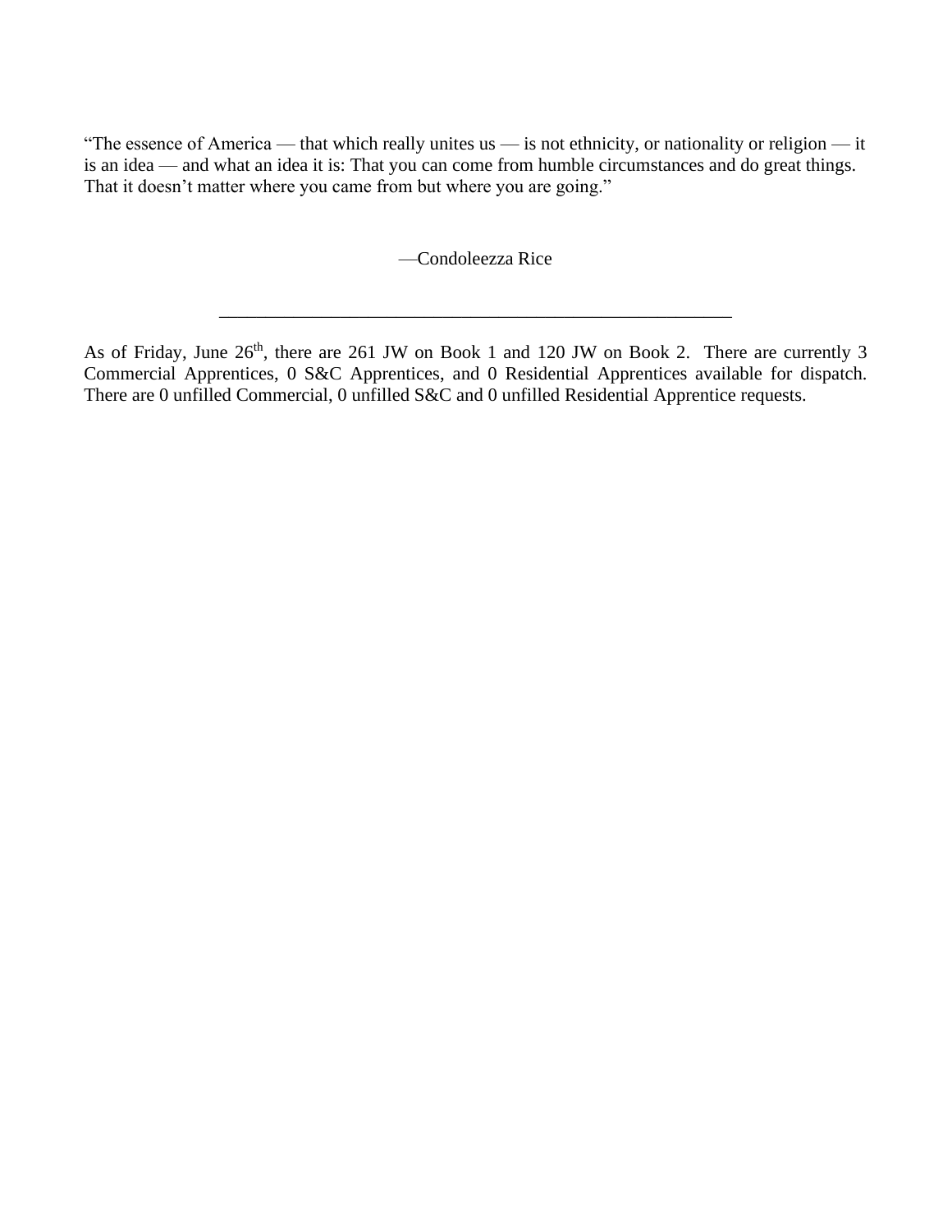"The essence of America — that which really unites us — is not ethnicity, or nationality or religion — it is an idea — and what an idea it is: That you can come from humble circumstances and do great things. That it doesn't matter where you came from but where you are going."

—Condoleezza Rice

---

As of Friday, June 26th, there are 261 JW on Book 1 and 120 JW on Book 2. There are currently 3 Commercial Apprentices, 0 S&C Apprentices, and 0 Residential Apprentices available for dispatch. There are 0 unfilled Commercial, 0 unfilled S&C and 0 unfilled Residential Apprentice requests.